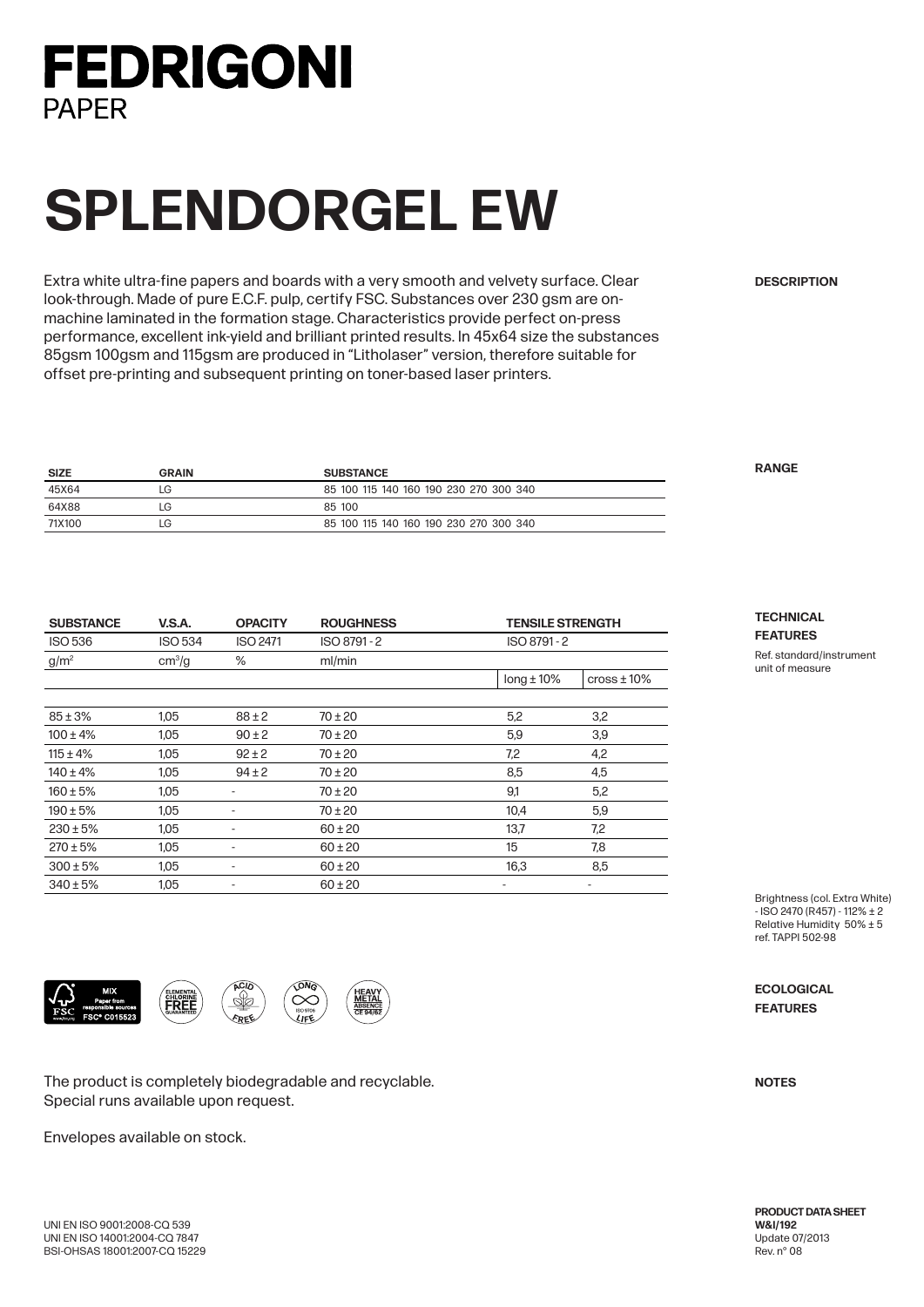# FEDRIGONI
PAPER

# SPLENDORGEL EW

**DESCRIPTION**

Extra white ultra-fine papers and boards with a very smooth and velvety surface. Clear look-through. Made of pure E.C.F. pulp, certify FSC. Substances over 230 gsm are on-machine laminated in the formation stage. Characteristics provide perfect on-press performance, excellent ink-yield and brilliant printed results. In 45x64 size the substances 85gsm 100gsm and 115gsm are produced in "Litholaser" version, therefore suitable for offset pre-printing and subsequent printing on toner-based laser printers.

**RANGE**

| SIZE | GRAIN | SUBSTANCE |
|---|---|---|
| 45X64 | LG | 85 100 115 140 160 190 230 270 300 340 |
| 64X88 | LG | 85 100 |
| 71X100 | LG | 85 100 115 140 160 190 230 270 300 340 |

**TECHNICAL FEATURES**

Ref. standard/instrument unit of measure

| SUBSTANCE | V.S.A. | OPACITY | ROUGHNESS | TENSILE STRENGTH | |
|---|---|---|---|---|---|
| ISO 536 | ISO 534 | ISO 2471 | ISO 8791 - 2 | ISO 8791 - 2 | |
| g/m² | cm³/g | % | ml/min | | |
| | | | | long ± 10% | cross ± 10% |
| 85 ± 3% | 1,05 | 88 ± 2 | 70 ± 20 | 5,2 | 3,2 |
| 100 ± 4% | 1,05 | 90 ± 2 | 70 ± 20 | 5,9 | 3,9 |
| 115 ± 4% | 1,05 | 92 ± 2 | 70 ± 20 | 7,2 | 4,2 |
| 140 ± 4% | 1,05 | 94 ± 2 | 70 ± 20 | 8,5 | 4,5 |
| 160 ± 5% | 1,05 | - | 70 ± 20 | 9,1 | 5,2 |
| 190 ± 5% | 1,05 | - | 70 ± 20 | 10,4 | 5,9 |
| 230 ± 5% | 1,05 | - | 60 ± 20 | 13,7 | 7,2 |
| 270 ± 5% | 1,05 | - | 60 ± 20 | 15 | 7,8 |
| 300 ± 5% | 1,05 | - | 60 ± 20 | 16,3 | 8,5 |
| 340 ± 5% | 1,05 | - | 60 ± 20 | - | - |

Brightness (col. Extra White) - ISO 2470 (R457) - 112% ± 2
Relative Humidity 50% ± 5
ref. TAPPI 502-98

**ECOLOGICAL FEATURES**

MIX – Paper from responsible sources – FSC® C015523 · Elemental Chlorine Free Guaranteed · Acid Free · Long Life ISO 9706 · Heavy Metal Absence CE 94/62

**NOTES**

The product is completely biodegradable and recyclable.
Special runs available upon request.

Envelopes available on stock.

UNI EN ISO 9001:2008-CQ 539
UNI EN ISO 14001:2004-CQ 7847
BSI-OHSAS 18001:2007-CQ 15229

**PRODUCT DATA SHEET**
**W&I/192**
Update 07/2013
Rev. n° 08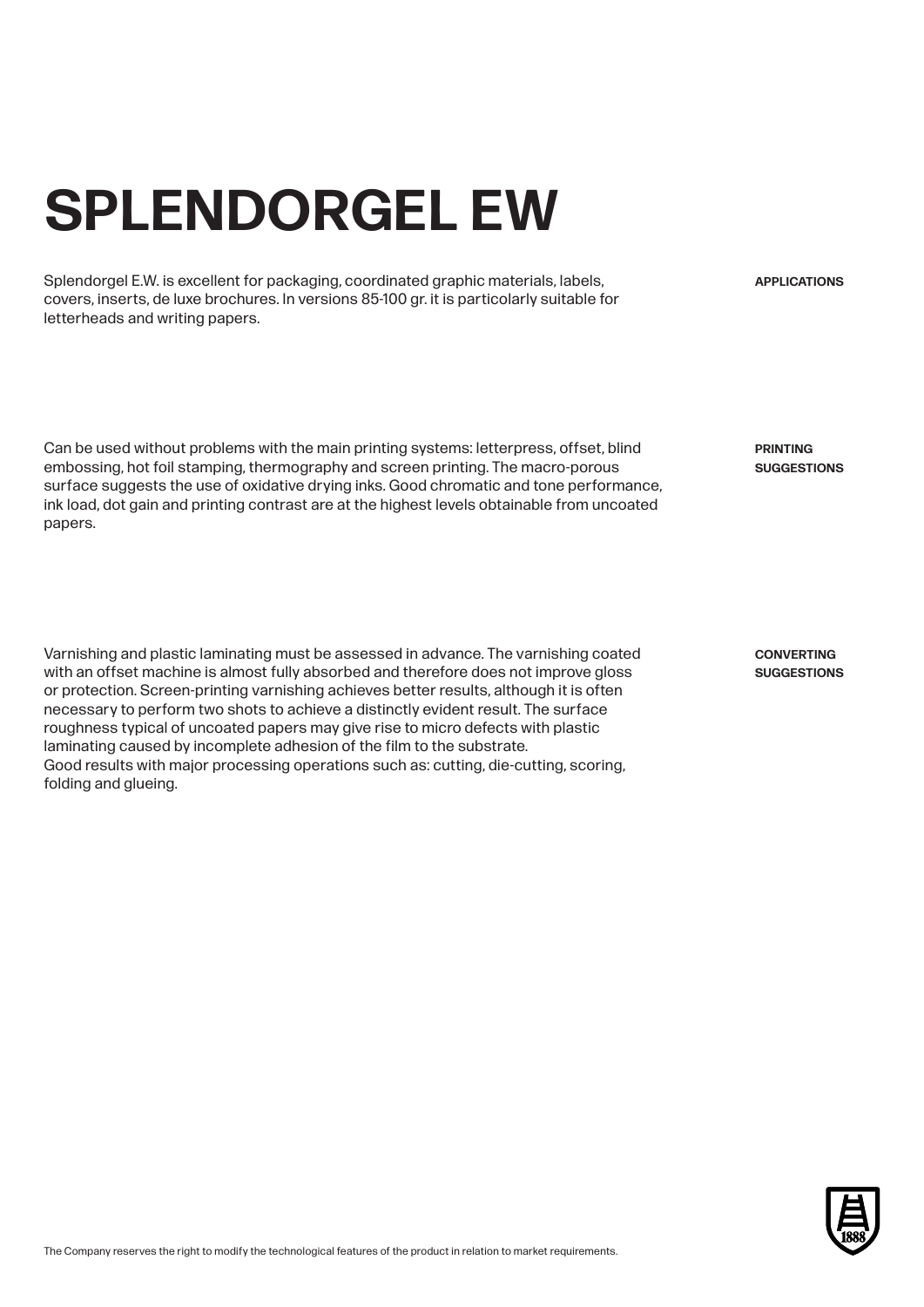# SPLENDORGEL EW

**APPLICATIONS**

Splendorgel E.W. is excellent for packaging, coordinated graphic materials, labels, covers, inserts, de luxe brochures. In versions 85-100 gr. it is particolarly suitable for letterheads and writing papers.

**PRINTING SUGGESTIONS**

Can be used without problems with the main printing systems: letterpress, offset, blind embossing, hot foil stamping, thermography and screen printing. The macro-porous surface suggests the use of oxidative drying inks. Good chromatic and tone performance, ink load, dot gain and printing contrast are at the highest levels obtainable from uncoated papers.

**CONVERTING SUGGESTIONS**

Varnishing and plastic laminating must be assessed in advance. The varnishing coated with an offset machine is almost fully absorbed and therefore does not improve gloss or protection. Screen-printing varnishing achieves better results, although it is often necessary to perform two shots to achieve a distinctly evident result. The surface roughness typical of uncoated papers may give rise to micro defects with plastic laminating caused by incomplete adhesion of the film to the substrate.
Good results with major processing operations such as: cutting, die-cutting, scoring, folding and glueing.

The Company reserves the right to modify the technological features of the product in relation to market requirements.